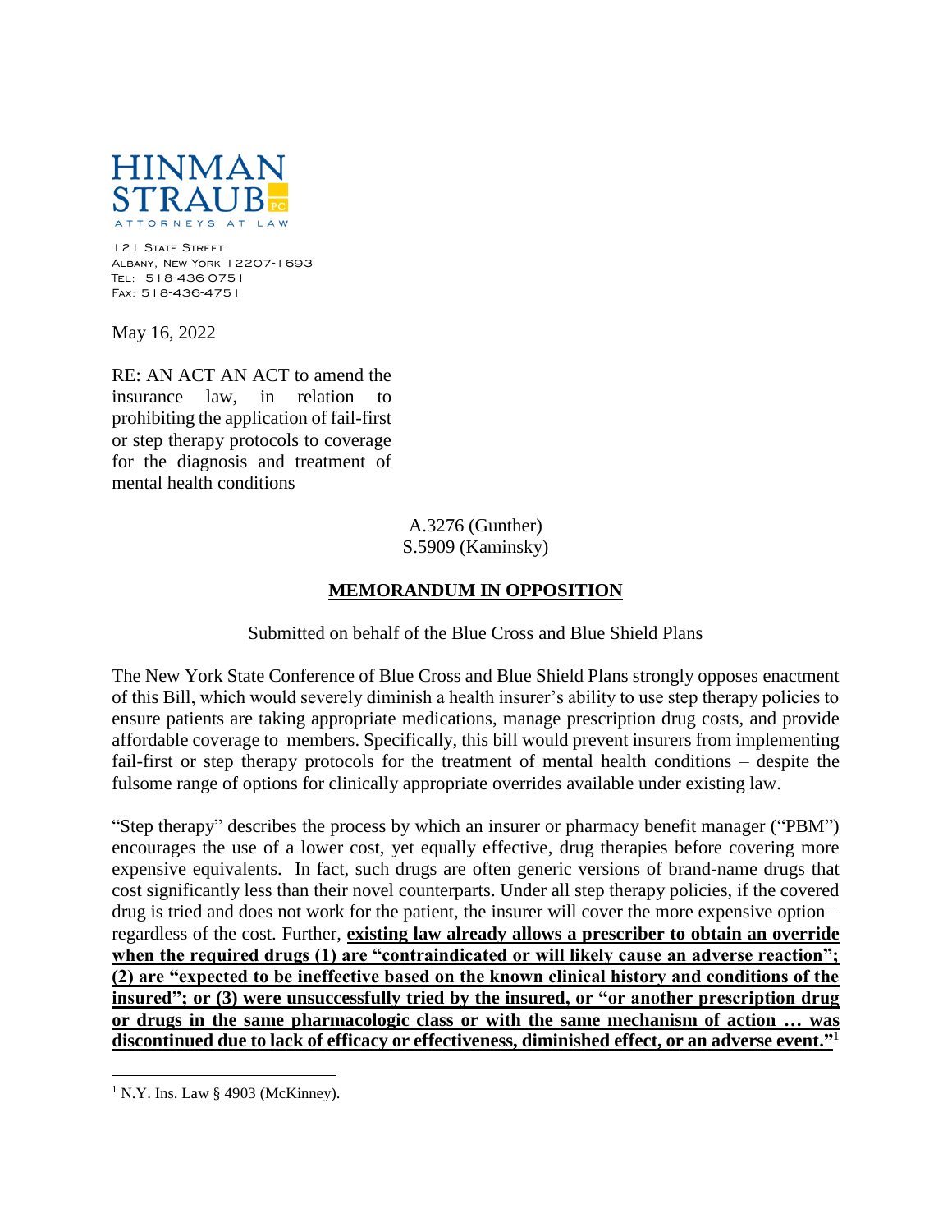HINMAN STRAUB PC

ATTORNEYS AT LAW

121 State Street
Albany, New York 12207-1693
Tel: 518-436-0751
Fax: 518-436-4751

May 16, 2022

RE: AN ACT AN ACT to amend the insurance law, in relation to prohibiting the application of fail-first or step therapy protocols to coverage for the diagnosis and treatment of mental health conditions

A.3276 (Gunther)
S.5909 (Kaminsky)

## MEMORANDUM IN OPPOSITION

Submitted on behalf of the Blue Cross and Blue Shield Plans

The New York State Conference of Blue Cross and Blue Shield Plans strongly opposes enactment of this Bill, which would severely diminish a health insurer's ability to use step therapy policies to ensure patients are taking appropriate medications, manage prescription drug costs, and provide affordable coverage to members. Specifically, this bill would prevent insurers from implementing fail-first or step therapy protocols for the treatment of mental health conditions – despite the fulsome range of options for clinically appropriate overrides available under existing law.

"Step therapy" describes the process by which an insurer or pharmacy benefit manager ("PBM") encourages the use of a lower cost, yet equally effective, drug therapies before covering more expensive equivalents. In fact, such drugs are often generic versions of brand-name drugs that cost significantly less than their novel counterparts. Under all step therapy policies, if the covered drug is tried and does not work for the patient, the insurer will cover the more expensive option – regardless of the cost. Further, **existing law already allows a prescriber to obtain an override when the required drugs (1) are "contraindicated or will likely cause an adverse reaction"; (2) are "expected to be ineffective based on the known clinical history and conditions of the insured"; or (3) were unsuccessfully tried by the insured, or "or another prescription drug or drugs in the same pharmacologic class or with the same mechanism of action … was discontinued due to lack of efficacy or effectiveness, diminished effect, or an adverse event."**[1]

[1] N.Y. Ins. Law § 4903 (McKinney).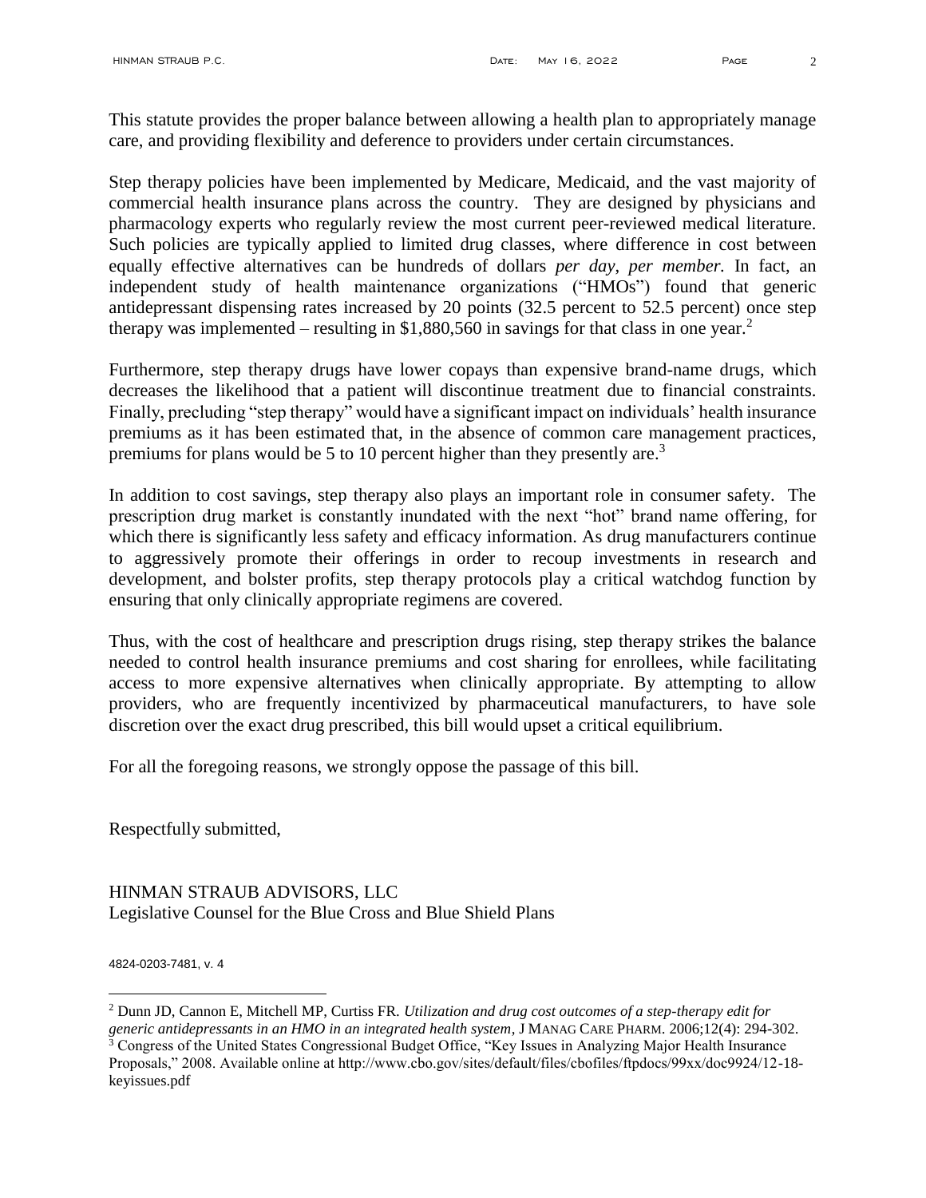This statute provides the proper balance between allowing a health plan to appropriately manage care, and providing flexibility and deference to providers under certain circumstances.

Step therapy policies have been implemented by Medicare, Medicaid, and the vast majority of commercial health insurance plans across the country. They are designed by physicians and pharmacology experts who regularly review the most current peer-reviewed medical literature. Such policies are typically applied to limited drug classes, where difference in cost between equally effective alternatives can be hundreds of dollars *per day, per member.* In fact, an independent study of health maintenance organizations ("HMOs") found that generic antidepressant dispensing rates increased by 20 points (32.5 percent to 52.5 percent) once step therapy was implemented – resulting in $1,880,560 in savings for that class in one year.[2]

Furthermore, step therapy drugs have lower copays than expensive brand-name drugs, which decreases the likelihood that a patient will discontinue treatment due to financial constraints. Finally, precluding "step therapy" would have a significant impact on individuals' health insurance premiums as it has been estimated that, in the absence of common care management practices, premiums for plans would be 5 to 10 percent higher than they presently are.[3]

In addition to cost savings, step therapy also plays an important role in consumer safety. The prescription drug market is constantly inundated with the next "hot" brand name offering, for which there is significantly less safety and efficacy information. As drug manufacturers continue to aggressively promote their offerings in order to recoup investments in research and development, and bolster profits, step therapy protocols play a critical watchdog function by ensuring that only clinically appropriate regimens are covered.

Thus, with the cost of healthcare and prescription drugs rising, step therapy strikes the balance needed to control health insurance premiums and cost sharing for enrollees, while facilitating access to more expensive alternatives when clinically appropriate. By attempting to allow providers, who are frequently incentivized by pharmaceutical manufacturers, to have sole discretion over the exact drug prescribed, this bill would upset a critical equilibrium.

For all the foregoing reasons, we strongly oppose the passage of this bill.

Respectfully submitted,

HINMAN STRAUB ADVISORS, LLC
Legislative Counsel for the Blue Cross and Blue Shield Plans

4824-0203-7481, v. 4

---

[2] Dunn JD, Cannon E, Mitchell MP, Curtiss FR. *Utilization and drug cost outcomes of a step-therapy edit for generic antidepressants in an HMO in an integrated health system*, J MANAG CARE PHARM. 2006;12(4): 294-302.

[3] Congress of the United States Congressional Budget Office, "Key Issues in Analyzing Major Health Insurance Proposals," 2008. Available online at http://www.cbo.gov/sites/default/files/cbofiles/ftpdocs/99xx/doc9924/12-18-keyissues.pdf